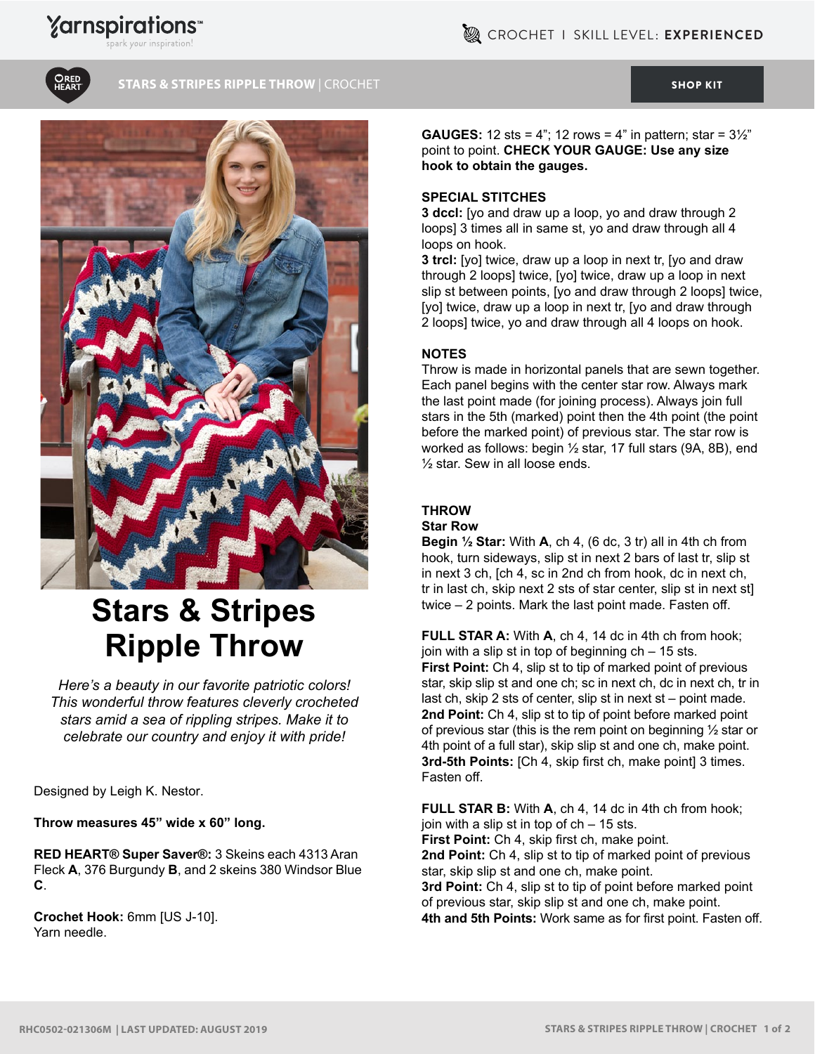CROCHET | SKILL LEVEL: **EXPERIENCED**

**STARS & STRIPES RIPPLE THROW** | CROCHET

SHOP KIT

# Stars & Stripes Ripple Throw

*Here's a beauty in our favorite patriotic colors! This wonderful throw features cleverly crocheted stars amid a sea of rippling stripes. Make it to celebrate our country and enjoy it with pride!*

Designed by Leigh K. Nestor.

**Throw measures 45" wide x 60" long.**

**RED HEART® Super Saver®:** 3 Skeins each 4313 Aran Fleck **A**, 376 Burgundy **B**, and 2 skeins 380 Windsor Blue **C**.

**Crochet Hook:** 6mm [US J-10].
Yarn needle.

**GAUGES:** 12 sts = 4"; 12 rows = 4" in pattern; star = 3½" point to point. **CHECK YOUR GAUGE: Use any size hook to obtain the gauges.**

**SPECIAL STITCHES**

**3 dccl:** [yo and draw up a loop, yo and draw through 2 loops] 3 times all in same st, yo and draw through all 4 loops on hook.

**3 trcl:** [yo] twice, draw up a loop in next tr, [yo and draw through 2 loops] twice, [yo] twice, draw up a loop in next slip st between points, [yo and draw through 2 loops] twice, [yo] twice, draw up a loop in next tr, [yo and draw through 2 loops] twice, yo and draw through all 4 loops on hook.

**NOTES**

Throw is made in horizontal panels that are sewn together. Each panel begins with the center star row. Always mark the last point made (for joining process). Always join full stars in the 5th (marked) point then the 4th point (the point before the marked point) of previous star. The star row is worked as follows: begin ½ star, 17 full stars (9A, 8B), end ½ star. Sew in all loose ends.

**THROW**

**Star Row**

**Begin ½ Star:** With **A**, ch 4, (6 dc, 3 tr) all in 4th ch from hook, turn sideways, slip st in next 2 bars of last tr, slip st in next 3 ch, [ch 4, sc in 2nd ch from hook, dc in next ch, tr in last ch, skip next 2 sts of star center, slip st in next st] twice – 2 points. Mark the last point made. Fasten off.

**FULL STAR A:** With **A**, ch 4, 14 dc in 4th ch from hook; join with a slip st in top of beginning ch – 15 sts.
**First Point:** Ch 4, slip st to tip of marked point of previous star, skip slip st and one ch; sc in next ch, dc in next ch, tr in last ch, skip 2 sts of center, slip st in next st – point made.
**2nd Point:** Ch 4, slip st to tip of point before marked point of previous star (this is the rem point on beginning ½ star or 4th point of a full star), skip slip st and one ch, make point.
**3rd-5th Points:** [Ch 4, skip first ch, make point] 3 times. Fasten off.

**FULL STAR B:** With **A**, ch 4, 14 dc in 4th ch from hook; join with a slip st in top of ch – 15 sts.
**First Point:** Ch 4, skip first ch, make point.
**2nd Point:** Ch 4, slip st to tip of marked point of previous star, skip slip st and one ch, make point.
**3rd Point:** Ch 4, slip st to tip of point before marked point of previous star, skip slip st and one ch, make point.
**4th and 5th Points:** Work same as for first point. Fasten off.

RHC0502-021306M | LAST UPDATED: AUGUST 2019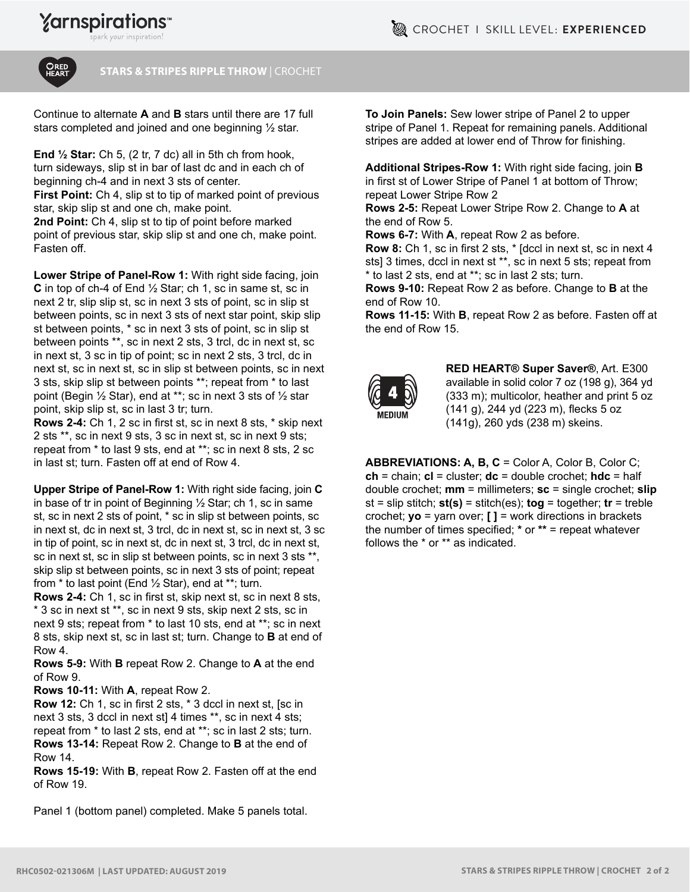Continue to alternate **A** and **B** stars until there are 17 full stars completed and joined and one beginning ½ star.

**End ½ Star:** Ch 5, (2 tr, 7 dc) all in 5th ch from hook, turn sideways, slip st in bar of last dc and in each ch of beginning ch-4 and in next 3 sts of center.
**First Point:** Ch 4, slip st to tip of marked point of previous star, skip slip st and one ch, make point.
**2nd Point:** Ch 4, slip st to tip of point before marked point of previous star, skip slip st and one ch, make point. Fasten off.

**Lower Stripe of Panel-Row 1:** With right side facing, join **C** in top of ch-4 of End ½ Star; ch 1, sc in same st, sc in next 2 tr, slip slip st, sc in next 3 sts of point, sc in slip st between points, sc in next 3 sts of next star point, skip slip st between points, * sc in next 3 sts of point, sc in slip st between points **, sc in next 2 sts, 3 trcl, dc in next st, sc in next st, 3 sc in tip of point; sc in next 2 sts, 3 trcl, dc in next st, sc in next st, sc in slip st between points, sc in next 3 sts, skip slip st between points **; repeat from * to last point (Begin ½ Star), end at **; sc in next 3 sts of ½ star point, skip slip st, sc in last 3 tr; turn.
**Rows 2-4:** Ch 1, 2 sc in first st, sc in next 8 sts, * skip next 2 sts **, sc in next 9 sts, 3 sc in next st, sc in next 9 sts; repeat from * to last 9 sts, end at **; sc in next 8 sts, 2 sc in last st; turn. Fasten off at end of Row 4.

**Upper Stripe of Panel-Row 1:** With right side facing, join **C** in base of tr in point of Beginning ½ Star; ch 1, sc in same st, sc in next 2 sts of point, * sc in slip st between points, sc in next st, dc in next st, 3 trcl, dc in next st, sc in next st, 3 sc in tip of point, sc in next st, dc in next st, 3 trcl, dc in next st, sc in next st, sc in slip st between points, sc in next 3 sts **, skip slip st between points, sc in next 3 sts of point; repeat from * to last point (End ½ Star), end at **; turn.
**Rows 2-4:** Ch 1, sc in first st, skip next st, sc in next 8 sts, * 3 sc in next st **, sc in next 9 sts, skip next 2 sts, sc in next 9 sts; repeat from * to last 10 sts, end at **; sc in next 8 sts, skip next st, sc in last st; turn. Change to **B** at end of Row 4.
**Rows 5-9:** With **B** repeat Row 2. Change to **A** at the end of Row 9.
**Rows 10-11:** With **A**, repeat Row 2.
**Row 12:** Ch 1, sc in first 2 sts, * 3 dccl in next st, [sc in next 3 sts, 3 dccl in next st] 4 times **, sc in next 4 sts; repeat from * to last 2 sts, end at **; sc in last 2 sts; turn.
**Rows 13-14:** Repeat Row 2. Change to **B** at the end of Row 14.
**Rows 15-19:** With **B**, repeat Row 2. Fasten off at the end of Row 19.

Panel 1 (bottom panel) completed. Make 5 panels total.

**To Join Panels:** Sew lower stripe of Panel 2 to upper stripe of Panel 1. Repeat for remaining panels. Additional stripes are added at lower end of Throw for finishing.

**Additional Stripes-Row 1:** With right side facing, join **B** in first st of Lower Stripe of Panel 1 at bottom of Throw; repeat Lower Stripe Row 2
**Rows 2-5:** Repeat Lower Stripe Row 2. Change to **A** at the end of Row 5.
**Rows 6-7:** With **A**, repeat Row 2 as before.
**Row 8:** Ch 1, sc in first 2 sts, * [dccl in next st, sc in next 4 sts] 3 times, dccl in next st **, sc in next 5 sts; repeat from * to last 2 sts, end at **; sc in last 2 sts; turn.
**Rows 9-10:** Repeat Row 2 as before. Change to **B** at the end of Row 10.
**Rows 11-15:** With **B**, repeat Row 2 as before. Fasten off at the end of Row 15.

4 MEDIUM

**RED HEART® Super Saver®**, Art. E300 available in solid color 7 oz (198 g), 364 yd (333 m); multicolor, heather and print 5 oz (141 g), 244 yd (223 m), flecks 5 oz (141g), 260 yds (238 m) skeins.

**ABBREVIATIONS: A, B, C** = Color A, Color B, Color C; **ch** = chain; **cl** = cluster; **dc** = double crochet; **hdc** = half double crochet; **mm** = millimeters; **sc** = single crochet; **slip** st = slip stitch; **st(s)** = stitch(es); **tog** = together; **tr** = treble crochet; **yo** = yarn over; **[ ]** = work directions in brackets the number of times specified; * or ** = repeat whatever follows the * or ** as indicated.